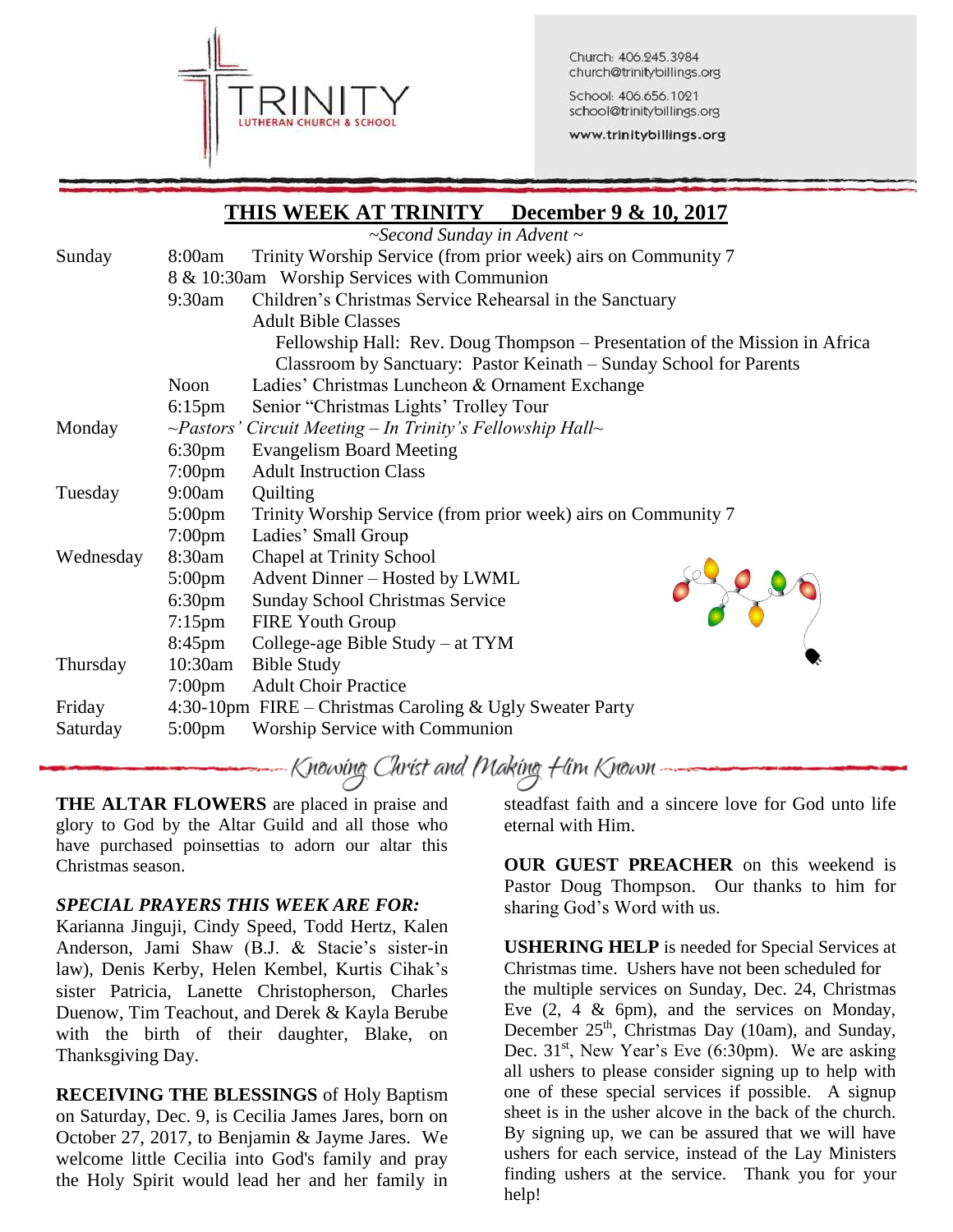TRINITY LUTHERAN CHURCH & SCHOOL

Church: 406.245.3984
church@trinitybillings.org

School: 406.656.1021
school@trinitybillings.org

www.trinitybillings.org

## THIS WEEK AT TRINITY December 9 & 10, 2017

*~Second Sunday in Advent ~*

| Day | Time | Event |
|---|---|---|
| Sunday | 8:00am | Trinity Worship Service (from prior week) airs on Community 7 |
| | 8 & 10:30am | Worship Services with Communion |
| | 9:30am | Children's Christmas Service Rehearsal in the Sanctuary |
| | | Adult Bible Classes |
| | | Fellowship Hall: Rev. Doug Thompson – Presentation of the Mission in Africa |
| | | Classroom by Sanctuary: Pastor Keinath – Sunday School for Parents |
| | Noon | Ladies' Christmas Luncheon & Ornament Exchange |
| | 6:15pm | Senior "Christmas Lights' Trolley Tour |
| Monday | | *~Pastors' Circuit Meeting – In Trinity's Fellowship Hall~* |
| | 6:30pm | Evangelism Board Meeting |
| | 7:00pm | Adult Instruction Class |
| Tuesday | 9:00am | Quilting |
| | 5:00pm | Trinity Worship Service (from prior week) airs on Community 7 |
| | 7:00pm | Ladies' Small Group |
| Wednesday | 8:30am | Chapel at Trinity School |
| | 5:00pm | Advent Dinner – Hosted by LWML |
| | 6:30pm | Sunday School Christmas Service |
| | 7:15pm | FIRE Youth Group |
| | 8:45pm | College-age Bible Study – at TYM |
| Thursday | 10:30am | Bible Study |
| | 7:00pm | Adult Choir Practice |
| Friday | 4:30-10pm | FIRE – Christmas Caroling & Ugly Sweater Party |
| Saturday | 5:00pm | Worship Service with Communion |

*Knowing Christ and Making Him Known*

**THE ALTAR FLOWERS** are placed in praise and glory to God by the Altar Guild and all those who have purchased poinsettias to adorn our altar this Christmas season.

***SPECIAL PRAYERS THIS WEEK ARE FOR:***
Karianna Jinguji, Cindy Speed, Todd Hertz, Kalen Anderson, Jami Shaw (B.J. & Stacie's sister-in law), Denis Kerby, Helen Kembel, Kurtis Cihak's sister Patricia, Lanette Christopherson, Charles Duenow, Tim Teachout, and Derek & Kayla Berube with the birth of their daughter, Blake, on Thanksgiving Day.

**RECEIVING THE BLESSINGS** of Holy Baptism on Saturday, Dec. 9, is Cecilia James Jares, born on October 27, 2017, to Benjamin & Jayme Jares. We welcome little Cecilia into God's family and pray the Holy Spirit would lead her and her family in steadfast faith and a sincere love for God unto life eternal with Him.

**OUR GUEST PREACHER** on this weekend is Pastor Doug Thompson. Our thanks to him for sharing God's Word with us.

**USHERING HELP** is needed for Special Services at Christmas time. Ushers have not been scheduled for the multiple services on Sunday, Dec. 24, Christmas Eve (2, 4 & 6pm), and the services on Monday, December 25th, Christmas Day (10am), and Sunday, Dec. 31st, New Year's Eve (6:30pm). We are asking all ushers to please consider signing up to help with one of these special services if possible. A signup sheet is in the usher alcove in the back of the church. By signing up, we can be assured that we will have ushers for each service, instead of the Lay Ministers finding ushers at the service. Thank you for your help!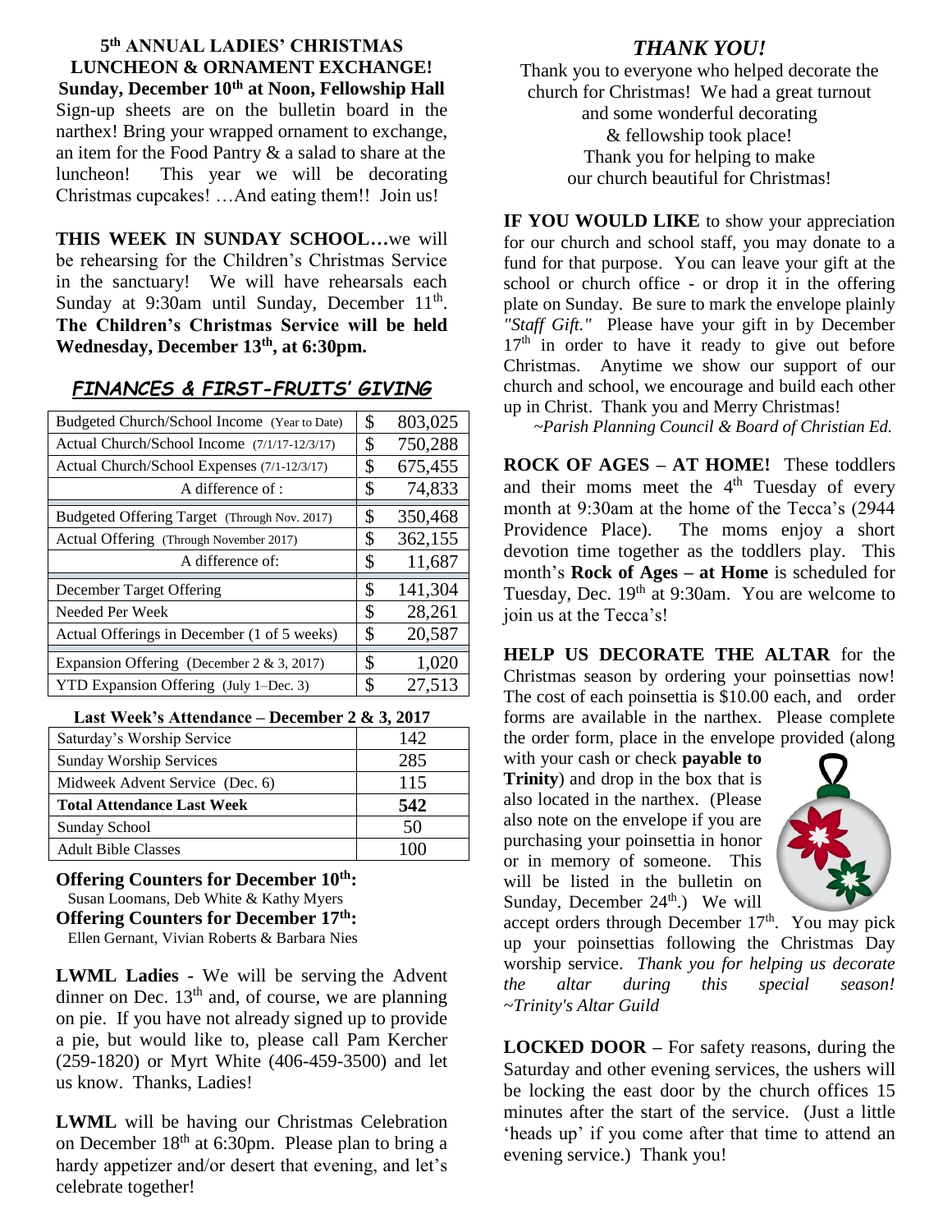### 5th ANNUAL LADIES' CHRISTMAS LUNCHEON & ORNAMENT EXCHANGE!

**Sunday, December 10th at Noon, Fellowship Hall**

Sign-up sheets are on the bulletin board in the narthex! Bring your wrapped ornament to exchange, an item for the Food Pantry & a salad to share at the luncheon! This year we will be decorating Christmas cupcakes! …And eating them!! Join us!

**THIS WEEK IN SUNDAY SCHOOL…**we will be rehearsing for the Children's Christmas Service in the sanctuary! We will have rehearsals each Sunday at 9:30am until Sunday, December 11th. **The Children's Christmas Service will be held Wednesday, December 13th, at 6:30pm.**

## *FINANCES & FIRST-FRUITS' GIVING*

| | | |
|---|---|---|
| Budgeted Church/School Income (Year to Date) | $ | 803,025 |
| Actual Church/School Income (7/1/17-12/3/17) | $ | 750,288 |
| Actual Church/School Expenses (7/1-12/3/17) | $ | 675,455 |
| A difference of : | $ | 74,833 |
| Budgeted Offering Target (Through Nov. 2017) | $ | 350,468 |
| Actual Offering (Through November 2017) | $ | 362,155 |
| A difference of: | $ | 11,687 |
| December Target Offering | $ | 141,304 |
| Needed Per Week | $ | 28,261 |
| Actual Offerings in December (1 of 5 weeks) | $ | 20,587 |
| Expansion Offering (December 2 & 3, 2017) | $ | 1,020 |
| YTD Expansion Offering (July 1–Dec. 3) | $ | 27,513 |

**Last Week's Attendance – December 2 & 3, 2017**

| | |
|---|---|
| Saturday's Worship Service | 142 |
| Sunday Worship Services | 285 |
| Midweek Advent Service (Dec. 6) | 115 |
| **Total Attendance Last Week** | **542** |
| Sunday School | 50 |
| Adult Bible Classes | 100 |

**Offering Counters for December 10th:**
Susan Loomans, Deb White & Kathy Myers

**Offering Counters for December 17th:**
Ellen Gernant, Vivian Roberts & Barbara Nies

**LWML Ladies -** We will be serving the Advent dinner on Dec. 13th and, of course, we are planning on pie. If you have not already signed up to provide a pie, but would like to, please call Pam Kercher (259-1820) or Myrt White (406-459-3500) and let us know. Thanks, Ladies!

**LWML** will be having our Christmas Celebration on December 18th at 6:30pm. Please plan to bring a hardy appetizer and/or desert that evening, and let's celebrate together!

## *THANK YOU!*

Thank you to everyone who helped decorate the church for Christmas! We had a great turnout and some wonderful decorating & fellowship took place! Thank you for helping to make our church beautiful for Christmas!

**IF YOU WOULD LIKE** to show your appreciation for our church and school staff, you may donate to a fund for that purpose. You can leave your gift at the school or church office - or drop it in the offering plate on Sunday. Be sure to mark the envelope plainly *"Staff Gift."* Please have your gift in by December 17th in order to have it ready to give out before Christmas. Anytime we show our support of our church and school, we encourage and build each other up in Christ. Thank you and Merry Christmas!

*~Parish Planning Council & Board of Christian Ed.*

**ROCK OF AGES – AT HOME!** These toddlers and their moms meet the 4th Tuesday of every month at 9:30am at the home of the Tecca's (2944 Providence Place). The moms enjoy a short devotion time together as the toddlers play. This month's **Rock of Ages – at Home** is scheduled for Tuesday, Dec. 19th at 9:30am. You are welcome to join us at the Tecca's!

**HELP US DECORATE THE ALTAR** for the Christmas season by ordering your poinsettias now! The cost of each poinsettia is $10.00 each, and order forms are available in the narthex. Please complete the order form, place in the envelope provided (along with your cash or check **payable to Trinity**) and drop in the box that is also located in the narthex. (Please also note on the envelope if you are purchasing your poinsettia in honor or in memory of someone. This will be listed in the bulletin on Sunday, December 24th.) We will accept orders through December 17th. You may pick up your poinsettias following the Christmas Day worship service. *Thank you for helping us decorate the altar during this special season! ~Trinity's Altar Guild*

**LOCKED DOOR –** For safety reasons, during the Saturday and other evening services, the ushers will be locking the east door by the church offices 15 minutes after the start of the service. (Just a little 'heads up' if you come after that time to attend an evening service.) Thank you!